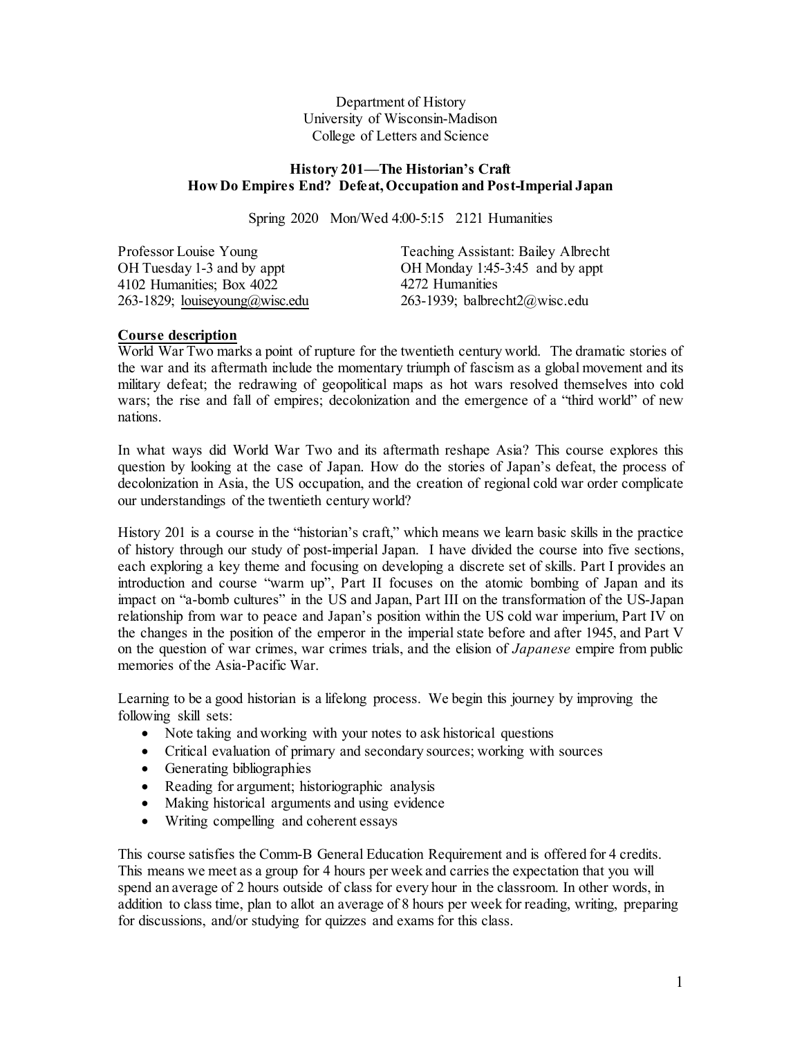Department of History
University of Wisconsin-Madison
College of Letters and Science

**History 201—The Historian's Craft**
**How Do Empires End? Defeat, Occupation and Post-Imperial Japan**

Spring 2020 Mon/Wed 4:00-5:15 2121 Humanities

Professor Louise Young
OH Tuesday 1-3 and by appt
4102 Humanities; Box 4022
263-1829; louiseyoung@wisc.edu

Teaching Assistant: Bailey Albrecht
OH Monday 1:45-3:45 and by appt
4272 Humanities
263-1939; balbrecht2@wisc.edu

## Course description

World War Two marks a point of rupture for the twentieth century world. The dramatic stories of the war and its aftermath include the momentary triumph of fascism as a global movement and its military defeat; the redrawing of geopolitical maps as hot wars resolved themselves into cold wars; the rise and fall of empires; decolonization and the emergence of a "third world" of new nations.

In what ways did World War Two and its aftermath reshape Asia? This course explores this question by looking at the case of Japan. How do the stories of Japan's defeat, the process of decolonization in Asia, the US occupation, and the creation of regional cold war order complicate our understandings of the twentieth century world?

History 201 is a course in the "historian's craft," which means we learn basic skills in the practice of history through our study of post-imperial Japan. I have divided the course into five sections, each exploring a key theme and focusing on developing a discrete set of skills. Part I provides an introduction and course "warm up", Part II focuses on the atomic bombing of Japan and its impact on "a-bomb cultures" in the US and Japan, Part III on the transformation of the US-Japan relationship from war to peace and Japan's position within the US cold war imperium, Part IV on the changes in the position of the emperor in the imperial state before and after 1945, and Part V on the question of war crimes, war crimes trials, and the elision of *Japanese* empire from public memories of the Asia-Pacific War.

Learning to be a good historian is a lifelong process. We begin this journey by improving the following skill sets:

- Note taking and working with your notes to ask historical questions
- Critical evaluation of primary and secondary sources; working with sources
- Generating bibliographies
- Reading for argument; historiographic analysis
- Making historical arguments and using evidence
- Writing compelling and coherent essays

This course satisfies the Comm-B General Education Requirement and is offered for 4 credits. This means we meet as a group for 4 hours per week and carries the expectation that you will spend an average of 2 hours outside of class for every hour in the classroom. In other words, in addition to class time, plan to allot an average of 8 hours per week for reading, writing, preparing for discussions, and/or studying for quizzes and exams for this class.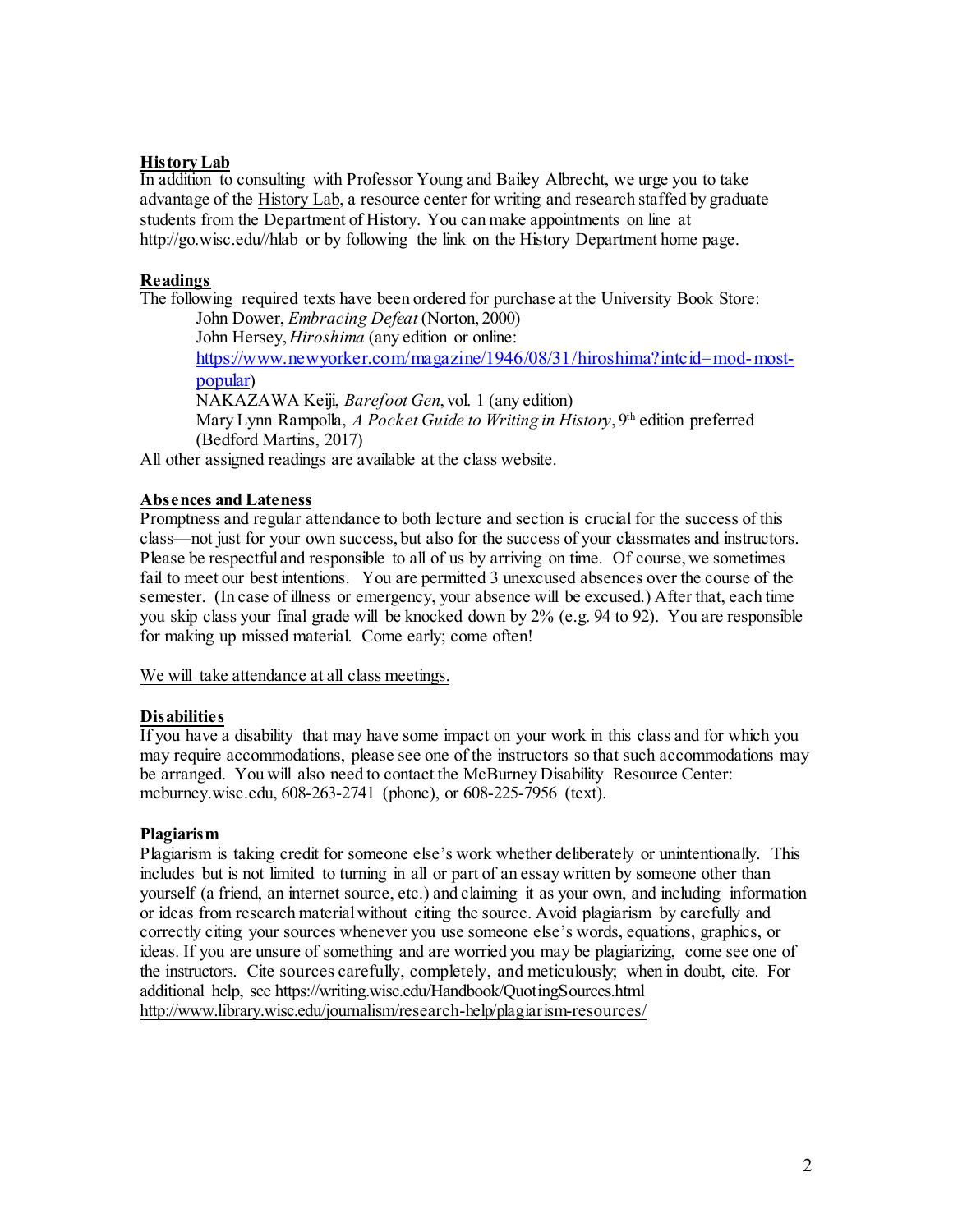**History Lab**

In addition to consulting with Professor Young and Bailey Albrecht, we urge you to take advantage of the History Lab, a resource center for writing and research staffed by graduate students from the Department of History. You can make appointments on line at http://go.wisc.edu//hlab or by following the link on the History Department home page.

**Readings**

The following required texts have been ordered for purchase at the University Book Store:

John Dower, *Embracing Defeat* (Norton, 2000)
John Hersey, *Hiroshima* (any edition or online: https://www.newyorker.com/magazine/1946/08/31/hiroshima?intcid=mod-most-popular)
NAKAZAWA Keiji, *Barefoot Gen*, vol. 1 (any edition)
Mary Lynn Rampolla, *A Pocket Guide to Writing in History*, 9th edition preferred (Bedford Martins, 2017)

All other assigned readings are available at the class website.

**Absences and Lateness**

Promptness and regular attendance to both lecture and section is crucial for the success of this class—not just for your own success, but also for the success of your classmates and instructors. Please be respectful and responsible to all of us by arriving on time. Of course, we sometimes fail to meet our best intentions. You are permitted 3 unexcused absences over the course of the semester. (In case of illness or emergency, your absence will be excused.) After that, each time you skip class your final grade will be knocked down by 2% (e.g. 94 to 92). You are responsible for making up missed material. Come early; come often!

We will take attendance at all class meetings.

**Disabilities**

If you have a disability that may have some impact on your work in this class and for which you may require accommodations, please see one of the instructors so that such accommodations may be arranged. You will also need to contact the McBurney Disability Resource Center: mcburney.wisc.edu, 608-263-2741 (phone), or 608-225-7956 (text).

**Plagiarism**

Plagiarism is taking credit for someone else's work whether deliberately or unintentionally. This includes but is not limited to turning in all or part of an essay written by someone other than yourself (a friend, an internet source, etc.) and claiming it as your own, and including information or ideas from research material without citing the source. Avoid plagiarism by carefully and correctly citing your sources whenever you use someone else's words, equations, graphics, or ideas. If you are unsure of something and are worried you may be plagiarizing, come see one of the instructors. Cite sources carefully, completely, and meticulously; when in doubt, cite. For additional help, see https://writing.wisc.edu/Handbook/QuotingSources.html
http://www.library.wisc.edu/journalism/research-help/plagiarism-resources/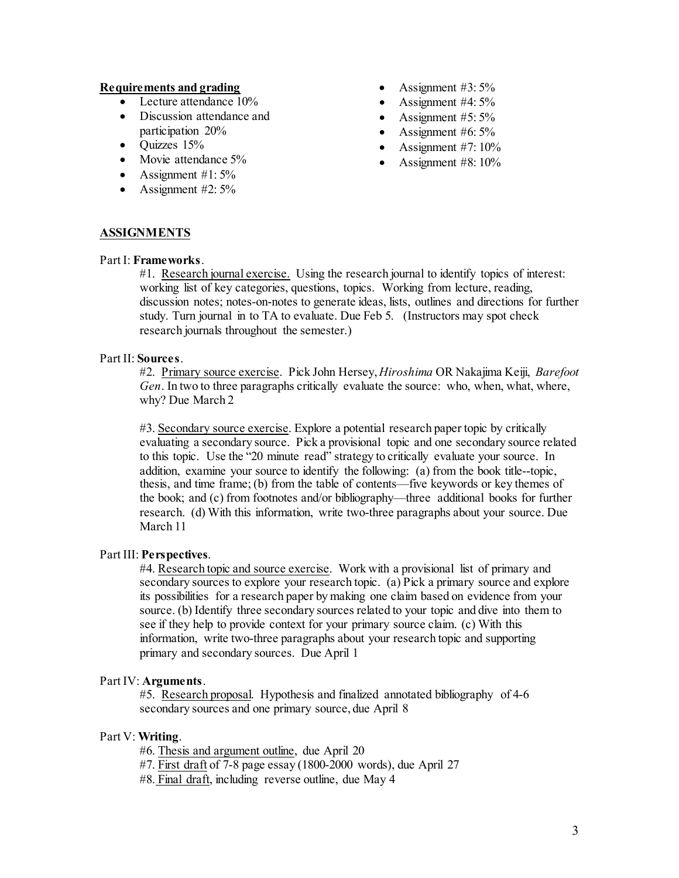**Requirements and grading**

- Lecture attendance 10%
- Discussion attendance and participation 20%
- Quizzes 15%
- Movie attendance 5%
- Assignment #1: 5%
- Assignment #2: 5%
- Assignment #3: 5%
- Assignment #4: 5%
- Assignment #5: 5%
- Assignment #6: 5%
- Assignment #7: 10%
- Assignment #8: 10%

**ASSIGNMENTS**

Part I: **Frameworks**.

#1. Research journal exercise. Using the research journal to identify topics of interest: working list of key categories, questions, topics. Working from lecture, reading, discussion notes; notes-on-notes to generate ideas, lists, outlines and directions for further study. Turn journal in to TA to evaluate. Due Feb 5. (Instructors may spot check research journals throughout the semester.)

Part II: **Sources**.

#2. Primary source exercise. Pick John Hersey, *Hiroshima* OR Nakajima Keiji, *Barefoot Gen*. In two to three paragraphs critically evaluate the source: who, when, what, where, why? Due March 2

#3. Secondary source exercise. Explore a potential research paper topic by critically evaluating a secondary source. Pick a provisional topic and one secondary source related to this topic. Use the "20 minute read" strategy to critically evaluate your source. In addition, examine your source to identify the following: (a) from the book title--topic, thesis, and time frame; (b) from the table of contents—five keywords or key themes of the book; and (c) from footnotes and/or bibliography—three additional books for further research. (d) With this information, write two-three paragraphs about your source. Due March 11

Part III: **Perspectives**.

#4. Research topic and source exercise. Work with a provisional list of primary and secondary sources to explore your research topic. (a) Pick a primary source and explore its possibilities for a research paper by making one claim based on evidence from your source. (b) Identify three secondary sources related to your topic and dive into them to see if they help to provide context for your primary source claim. (c) With this information, write two-three paragraphs about your research topic and supporting primary and secondary sources. Due April 1

Part IV: **Arguments**.

#5. Research proposal. Hypothesis and finalized annotated bibliography of 4-6 secondary sources and one primary source, due April 8

Part V: **Writing**.

#6. Thesis and argument outline, due April 20
#7. First draft of 7-8 page essay (1800-2000 words), due April 27
#8. Final draft, including reverse outline, due May 4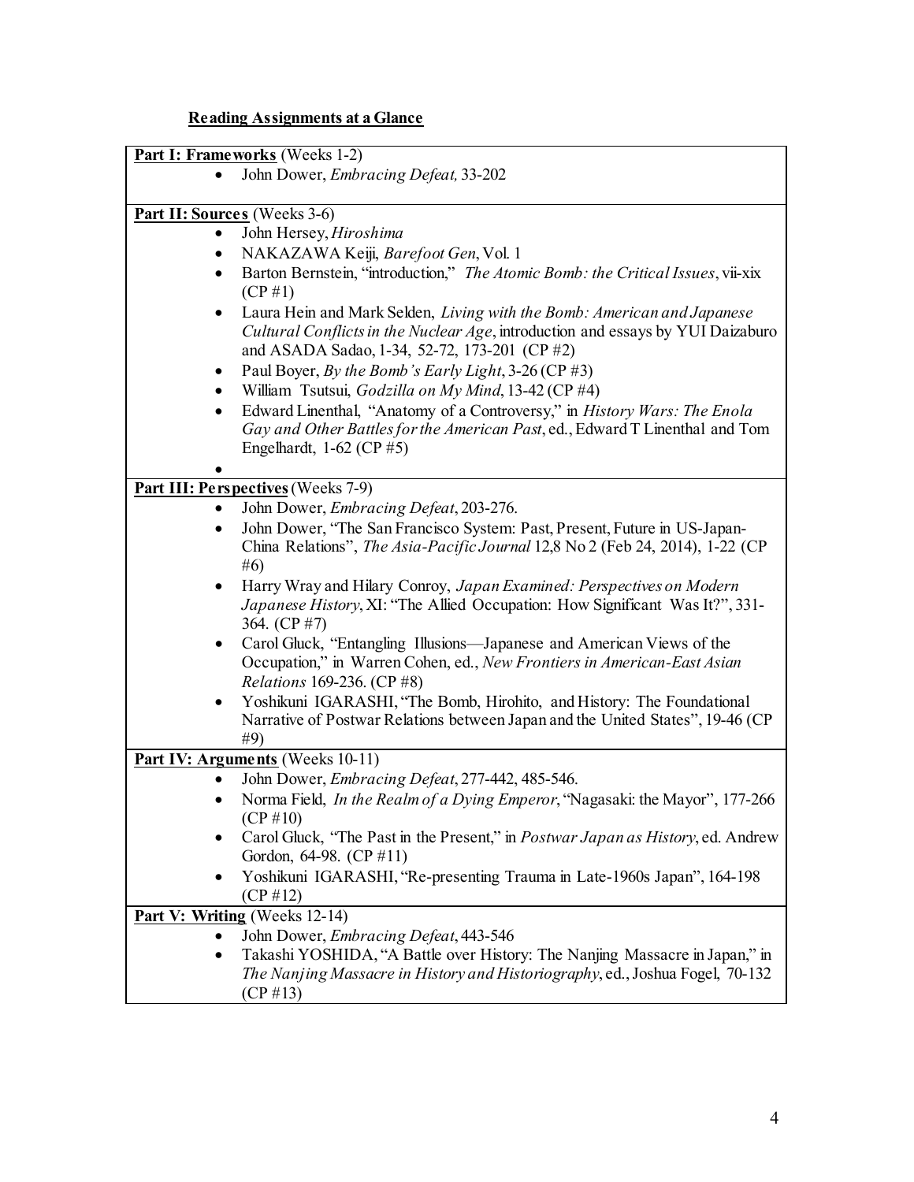## **Reading Assignments at a Glance**

**Part I: Frameworks** (Weeks 1-2)

- John Dower, *Embracing Defeat,* 33-202

**Part II: Sources** (Weeks 3-6)

- John Hersey, *Hiroshima*
- NAKAZAWA Keiji, *Barefoot Gen*, Vol. 1
- Barton Bernstein, "introduction," *The Atomic Bomb: the Critical Issues*, vii-xix (CP #1)
- Laura Hein and Mark Selden, *Living with the Bomb: American and Japanese Cultural Conflicts in the Nuclear Age*, introduction and essays by YUI Daizaburo and ASADA Sadao, 1-34, 52-72, 173-201 (CP #2)
- Paul Boyer, *By the Bomb's Early Light*, 3-26 (CP #3)
- William Tsutsui, *Godzilla on My Mind*, 13-42 (CP #4)
- Edward Linenthal, "Anatomy of a Controversy," in *History Wars: The Enola Gay and Other Battles for the American Past*, ed., Edward T Linenthal and Tom Engelhardt, 1-62 (CP #5)

**Part III: Perspectives** (Weeks 7-9)

- John Dower, *Embracing Defeat*, 203-276.
- John Dower, "The San Francisco System: Past, Present, Future in US-Japan-China Relations", *The Asia-Pacific Journal* 12,8 No 2 (Feb 24, 2014), 1-22 (CP #6)
- Harry Wray and Hilary Conroy, *Japan Examined: Perspectives on Modern Japanese History*, XI: "The Allied Occupation: How Significant Was It?", 331-364. (CP #7)
- Carol Gluck, "Entangling Illusions—Japanese and American Views of the Occupation," in Warren Cohen, ed., *New Frontiers in American-East Asian Relations* 169-236. (CP #8)
- Yoshikuni IGARASHI, "The Bomb, Hirohito, and History: The Foundational Narrative of Postwar Relations between Japan and the United States", 19-46 (CP #9)

**Part IV: Arguments** (Weeks 10-11)

- John Dower, *Embracing Defeat*, 277-442, 485-546.
- Norma Field, *In the Realm of a Dying Emperor*, "Nagasaki: the Mayor", 177-266 (CP #10)
- Carol Gluck, "The Past in the Present," in *Postwar Japan as History*, ed. Andrew Gordon, 64-98. (CP #11)
- Yoshikuni IGARASHI, "Re-presenting Trauma in Late-1960s Japan", 164-198 (CP #12)

**Part V: Writing** (Weeks 12-14)

- John Dower, *Embracing Defeat*, 443-546
- Takashi YOSHIDA, "A Battle over History: The Nanjing Massacre in Japan," in *The Nanjing Massacre in History and Historiography*, ed., Joshua Fogel, 70-132 (CP #13)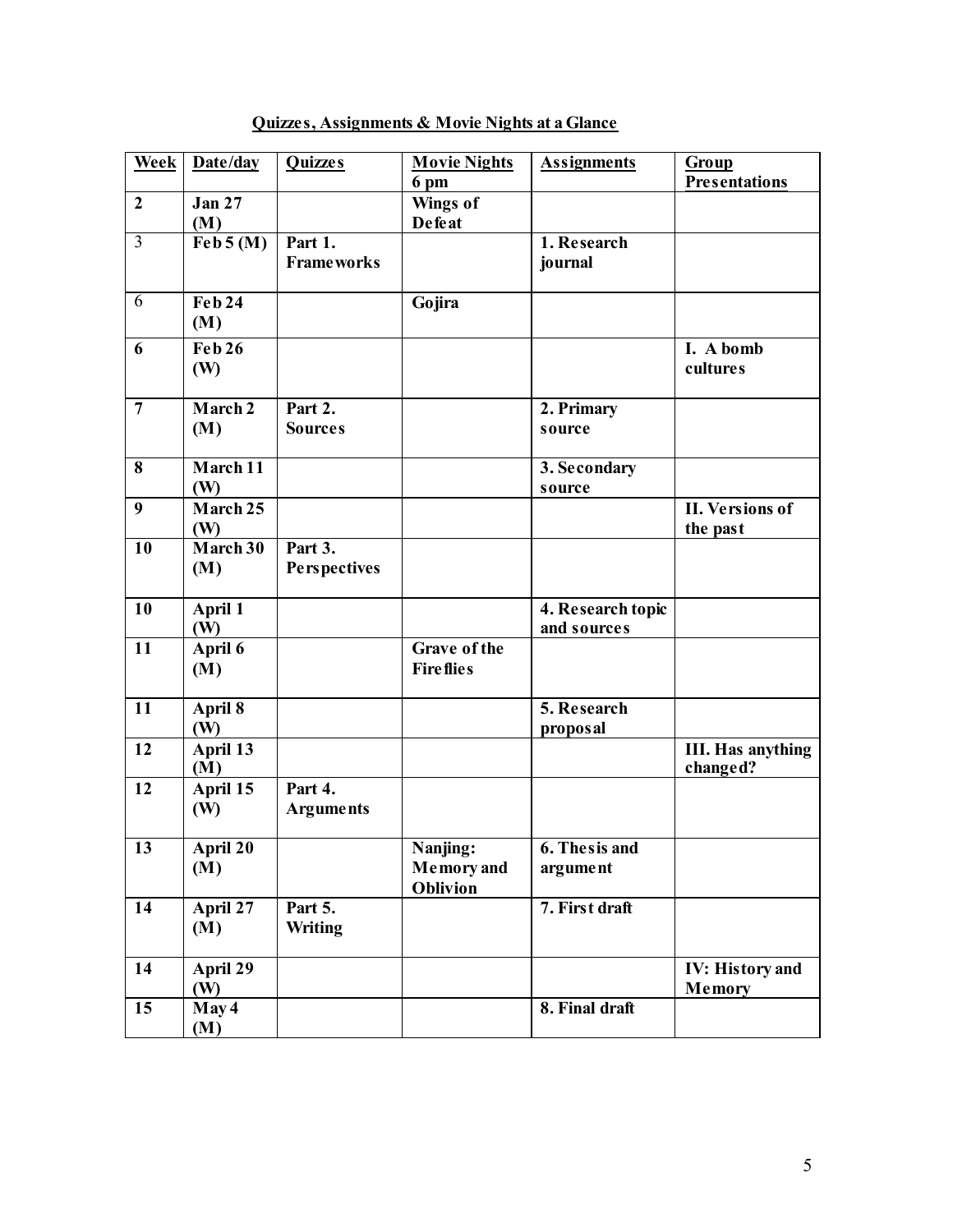## Quizzes, Assignments & Movie Nights at a Glance

| Week | Date/day | Quizzes | Movie Nights 6 pm | Assignments | Group Presentations |
|---|---|---|---|---|---|
| 2 | Jan 27 (M) | | Wings of Defeat | | |
| 3 | Feb 5 (M) | Part 1. Frameworks | | 1. Research journal | |
| 6 | Feb 24 (M) | | Gojira | | |
| 6 | Feb 26 (W) | | | | I. A bomb cultures |
| 7 | March 2 (M) | Part 2. Sources | | 2. Primary source | |
| 8 | March 11 (W) | | | 3. Secondary source | |
| 9 | March 25 (W) | | | | II. Versions of the past |
| 10 | March 30 (M) | Part 3. Perspectives | | | |
| 10 | April 1 (W) | | | 4. Research topic and sources | |
| 11 | April 6 (M) | | Grave of the Fireflies | | |
| 11 | April 8 (W) | | | 5. Research proposal | |
| 12 | April 13 (M) | | | | III. Has anything changed? |
| 12 | April 15 (W) | Part 4. Arguments | | | |
| 13 | April 20 (M) | | Nanjing: Memory and Oblivion | 6. Thesis and argument | |
| 14 | April 27 (M) | Part 5. Writing | | 7. First draft | |
| 14 | April 29 (W) | | | | IV: History and Memory |
| 15 | May 4 (M) | | | 8. Final draft | |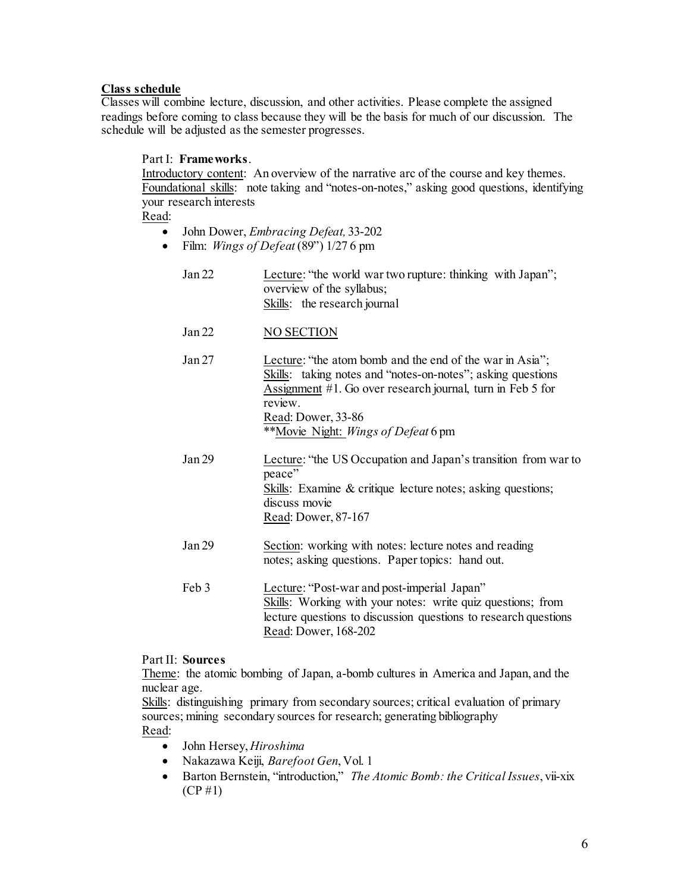**Class schedule**

Classes will combine lecture, discussion, and other activities. Please complete the assigned readings before coming to class because they will be the basis for much of our discussion. The schedule will be adjusted as the semester progresses.

Part I: **Frameworks**.

Introductory content: An overview of the narrative arc of the course and key themes.

Foundational skills: note taking and "notes-on-notes," asking good questions, identifying your research interests

Read:

- John Dower, *Embracing Defeat,* 33-202
- Film: *Wings of Defeat* (89") 1/27 6 pm

| | |
|---|---|
| Jan 22 | Lecture: "the world war two rupture: thinking with Japan"; overview of the syllabus;<br>Skills: the research journal |
| Jan 22 | NO SECTION |
| Jan 27 | Lecture: "the atom bomb and the end of the war in Asia";<br>Skills: taking notes and "notes-on-notes"; asking questions<br>Assignment #1. Go over research journal, turn in Feb 5 for review.<br>Read: Dower, 33-86<br>**Movie Night: *Wings of Defeat* 6 pm |
| Jan 29 | Lecture: "the US Occupation and Japan's transition from war to peace"<br>Skills: Examine & critique lecture notes; asking questions; discuss movie<br>Read: Dower, 87-167 |
| Jan 29 | Section: working with notes: lecture notes and reading notes; asking questions. Paper topics: hand out. |
| Feb 3 | Lecture: "Post-war and post-imperial Japan"<br>Skills: Working with your notes: write quiz questions; from lecture questions to discussion questions to research questions<br>Read: Dower, 168-202 |

Part II: **Sources**

Theme: the atomic bombing of Japan, a-bomb cultures in America and Japan, and the nuclear age.

Skills: distinguishing primary from secondary sources; critical evaluation of primary sources; mining secondary sources for research; generating bibliography

Read:

- John Hersey, *Hiroshima*
- Nakazawa Keiji, *Barefoot Gen*, Vol. 1
- Barton Bernstein, "introduction," *The Atomic Bomb: the Critical Issues*, vii-xix (CP #1)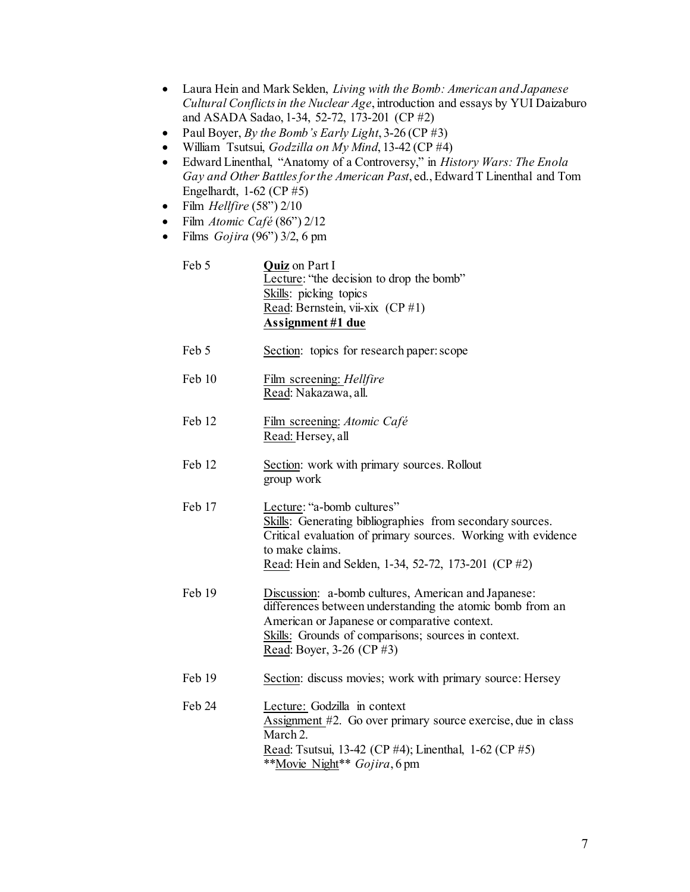- Laura Hein and Mark Selden, *Living with the Bomb: American and Japanese Cultural Conflicts in the Nuclear Age*, introduction and essays by YUI Daizaburo and ASADA Sadao, 1-34, 52-72, 173-201 (CP #2)
- Paul Boyer, *By the Bomb's Early Light*, 3-26 (CP #3)
- William Tsutsui, *Godzilla on My Mind*, 13-42 (CP #4)
- Edward Linenthal, "Anatomy of a Controversy," in *History Wars: The Enola Gay and Other Battles for the American Past*, ed., Edward T Linenthal and Tom Engelhardt, 1-62 (CP #5)
- Film *Hellfire* (58") 2/10
- Film *Atomic Café* (86") 2/12
- Films *Gojira* (96") 3/2, 6 pm

| | |
|---|---|
| Feb 5 | **Quiz** on Part I<br>Lecture: "the decision to drop the bomb"<br>Skills: picking topics<br>Read: Bernstein, vii-xix (CP #1)<br>**Assignment #1 due** |
| Feb 5 | Section: topics for research paper: scope |
| Feb 10 | Film screening: *Hellfire*<br>Read: Nakazawa, all. |
| Feb 12 | Film screening: *Atomic Café*<br>Read: Hersey, all |
| Feb 12 | Section: work with primary sources. Rollout group work |
| Feb 17 | Lecture: "a-bomb cultures"<br>Skills: Generating bibliographies from secondary sources. Critical evaluation of primary sources. Working with evidence to make claims.<br>Read: Hein and Selden, 1-34, 52-72, 173-201 (CP #2) |
| Feb 19 | Discussion: a-bomb cultures, American and Japanese: differences between understanding the atomic bomb from an American or Japanese or comparative context.<br>Skills: Grounds of comparisons; sources in context.<br>Read: Boyer, 3-26 (CP #3) |
| Feb 19 | Section: discuss movies; work with primary source: Hersey |
| Feb 24 | Lecture: Godzilla in context<br>Assignment #2. Go over primary source exercise, due in class March 2.<br>Read: Tsutsui, 13-42 (CP #4); Linenthal, 1-62 (CP #5)<br>\*\*Movie Night\*\* *Gojira*, 6 pm |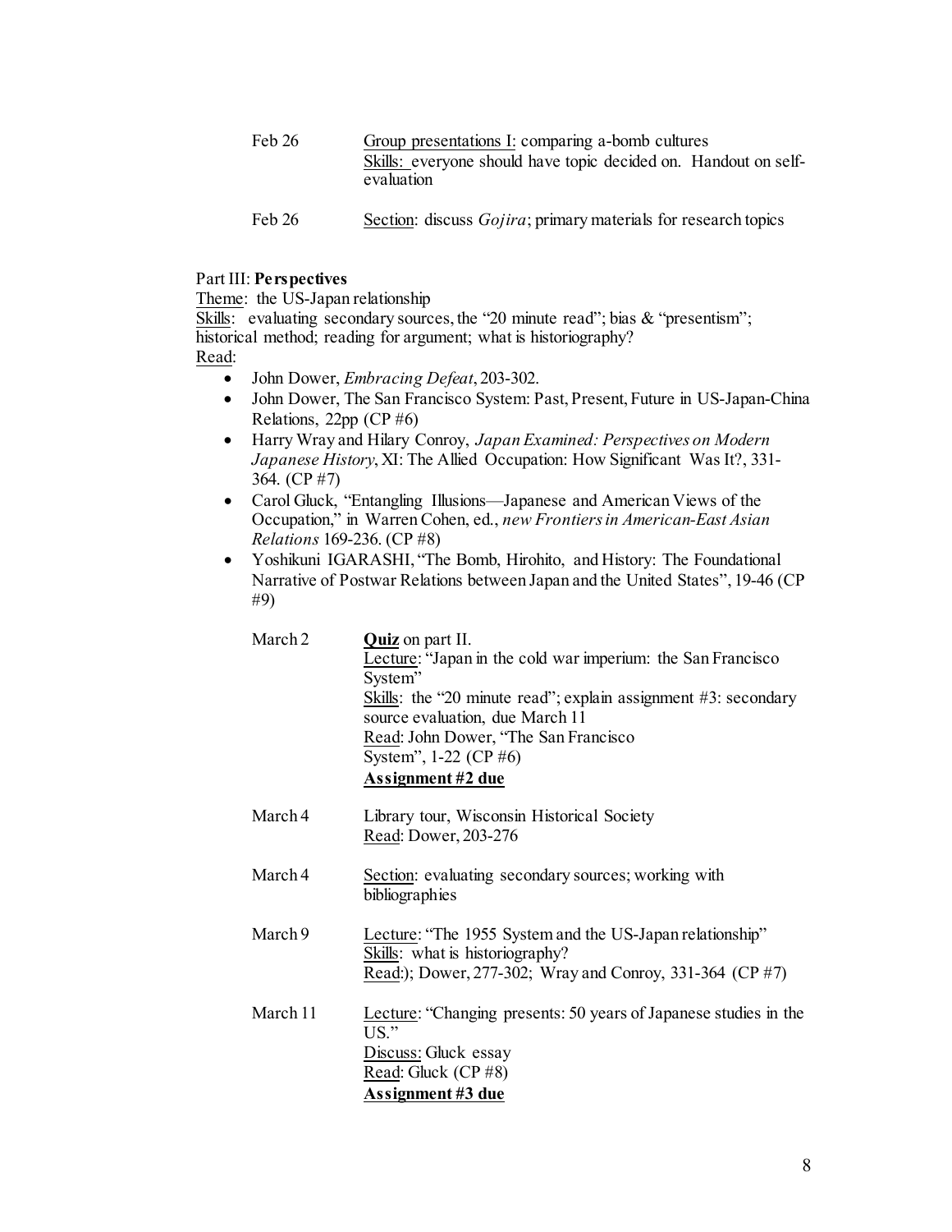| | |
|---|---|
| Feb 26 | Group presentations I: comparing a-bomb cultures<br>Skills: everyone should have topic decided on. Handout on self-evaluation |
| Feb 26 | Section: discuss *Gojira*; primary materials for research topics |

Part III: **Perspectives**
Theme: the US-Japan relationship
Skills: evaluating secondary sources, the "20 minute read"; bias & "presentism"; historical method; reading for argument; what is historiography?
Read:

- John Dower, *Embracing Defeat*, 203-302.
- John Dower, The San Francisco System: Past, Present, Future in US-Japan-China Relations, 22pp (CP #6)
- Harry Wray and Hilary Conroy, *Japan Examined: Perspectives on Modern Japanese History*, XI: The Allied Occupation: How Significant Was It?, 331-364. (CP #7)
- Carol Gluck, "Entangling Illusions—Japanese and American Views of the Occupation," in Warren Cohen, ed., *new Frontiers in American-East Asian Relations* 169-236. (CP #8)
- Yoshikuni IGARASHI, "The Bomb, Hirohito, and History: The Foundational Narrative of Postwar Relations between Japan and the United States", 19-46 (CP #9)

| | |
|---|---|
| March 2 | **Quiz** on part II.<br>Lecture: "Japan in the cold war imperium: the San Francisco System"<br>Skills: the "20 minute read"; explain assignment #3: secondary source evaluation, due March 11<br>Read: John Dower, "The San Francisco System", 1-22 (CP #6)<br>**Assignment #2 due** |
| March 4 | Library tour, Wisconsin Historical Society<br>Read: Dower, 203-276 |
| March 4 | Section: evaluating secondary sources; working with bibliographies |
| March 9 | Lecture: "The 1955 System and the US-Japan relationship"<br>Skills: what is historiography?<br>Read:); Dower, 277-302; Wray and Conroy, 331-364 (CP #7) |
| March 11 | Lecture: "Changing presents: 50 years of Japanese studies in the US."<br>Discuss: Gluck essay<br>Read: Gluck (CP #8)<br>**Assignment #3 due** |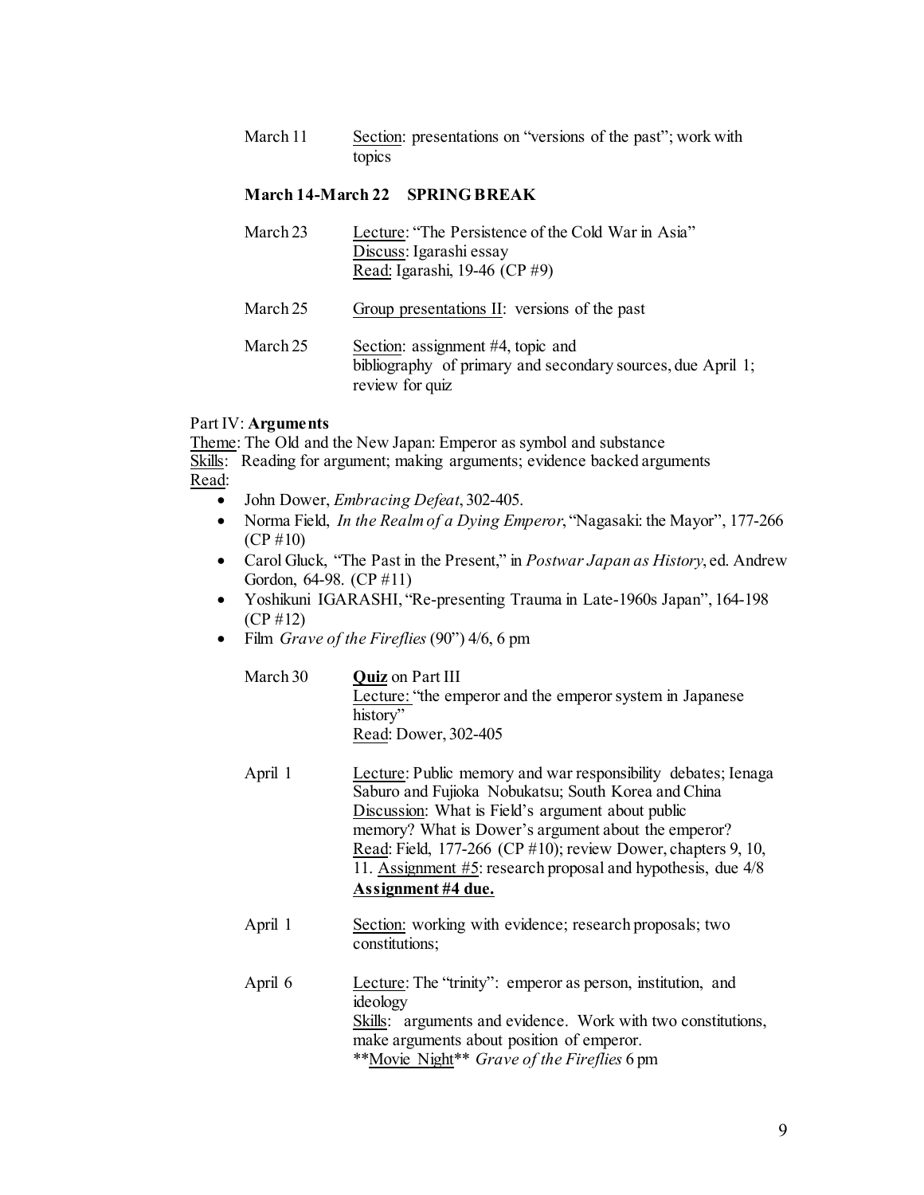March 11 — Section: presentations on "versions of the past"; work with topics

**March 14-March 22 SPRING BREAK**

March 23 — Lecture: "The Persistence of the Cold War in Asia"
Discuss: Igarashi essay
Read: Igarashi, 19-46 (CP #9)

March 25 — Group presentations II: versions of the past

March 25 — Section: assignment #4, topic and bibliography of primary and secondary sources, due April 1; review for quiz

Part IV: **Arguments**

Theme: The Old and the New Japan: Emperor as symbol and substance

Skills: Reading for argument; making arguments; evidence backed arguments

Read:

- John Dower, *Embracing Defeat*, 302-405.
- Norma Field, *In the Realm of a Dying Emperor*, "Nagasaki: the Mayor", 177-266 (CP #10)
- Carol Gluck, "The Past in the Present," in *Postwar Japan as History*, ed. Andrew Gordon, 64-98. (CP #11)
- Yoshikuni IGARASHI, "Re-presenting Trauma in Late-1960s Japan", 164-198 (CP #12)
- Film *Grave of the Fireflies* (90") 4/6, 6 pm

March 30 — **Quiz** on Part III
Lecture: "the emperor and the emperor system in Japanese history"
Read: Dower, 302-405

April 1 — Lecture: Public memory and war responsibility debates; Ienaga Saburo and Fujioka Nobukatsu; South Korea and China
Discussion: What is Field's argument about public memory? What is Dower's argument about the emperor?
Read: Field, 177-266 (CP #10); review Dower, chapters 9, 10, 11. Assignment #5: research proposal and hypothesis, due 4/8
**Assignment #4 due.**

April 1 — Section: working with evidence; research proposals; two constitutions;

April 6 — Lecture: The "trinity": emperor as person, institution, and ideology
Skills: arguments and evidence. Work with two constitutions, make arguments about position of emperor.
**Movie Night** *Grave of the Fireflies* 6 pm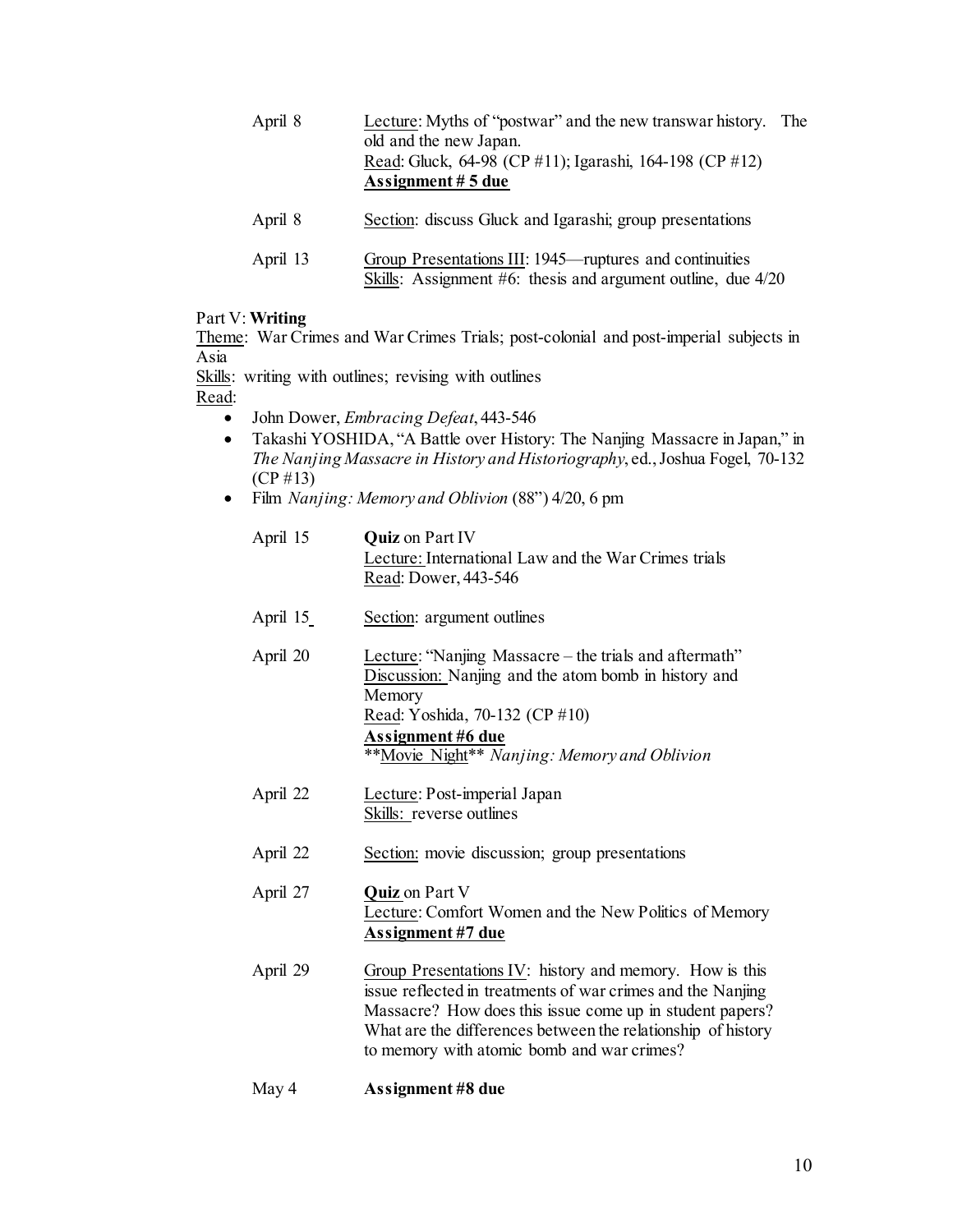| | |
|---|---|
| April 8 | <u>Lecture</u>: Myths of "postwar" and the new transwar history. The old and the new Japan.<br><u>Read</u>: Gluck, 64-98 (CP #11); Igarashi, 164-198 (CP #12)<br>**<u>Assignment # 5 due</u>** |
| April 8 | <u>Section</u>: discuss Gluck and Igarashi; group presentations |
| April 13 | <u>Group Presentations III</u>: 1945—ruptures and continuities<br><u>Skills</u>: Assignment #6: thesis and argument outline, due 4/20 |

Part V: **Writing**

<u>Theme</u>: War Crimes and War Crimes Trials; post-colonial and post-imperial subjects in Asia

<u>Skills</u>: writing with outlines; revising with outlines

<u>Read</u>:

- John Dower, *Embracing Defeat*, 443-546
- Takashi YOSHIDA, "A Battle over History: The Nanjing Massacre in Japan," in *The Nanjing Massacre in History and Historiography*, ed., Joshua Fogel, 70-132 (CP #13)
- Film *Nanjing: Memory and Oblivion* (88") 4/20, 6 pm

| | |
|---|---|
| April 15 | **Quiz** on Part IV<br><u>Lecture:</u> International Law and the War Crimes trials<br><u>Read</u>: Dower, 443-546 |
| April 15 | <u>Section</u>: argument outlines |
| April 20 | <u>Lecture</u>: "Nanjing Massacre – the trials and aftermath"<br><u>Discussion:</u> Nanjing and the atom bomb in history and Memory<br><u>Read</u>: Yoshida, 70-132 (CP #10)<br>**<u>Assignment #6 due</u>**<br>**<u>Movie Night</u>** *Nanjing: Memory and Oblivion* |
| April 22 | <u>Lecture</u>: Post-imperial Japan<br><u>Skills:</u> reverse outlines |
| April 22 | <u>Section:</u> movie discussion; group presentations |
| April 27 | **<u>Quiz</u>** on Part V<br><u>Lecture</u>: Comfort Women and the New Politics of Memory<br>**<u>Assignment #7 due</u>** |
| April 29 | <u>Group Presentations IV</u>: history and memory. How is this issue reflected in treatments of war crimes and the Nanjing Massacre? How does this issue come up in student papers? What are the differences between the relationship of history to memory with atomic bomb and war crimes? |
| May 4 | **Assignment #8 due** |